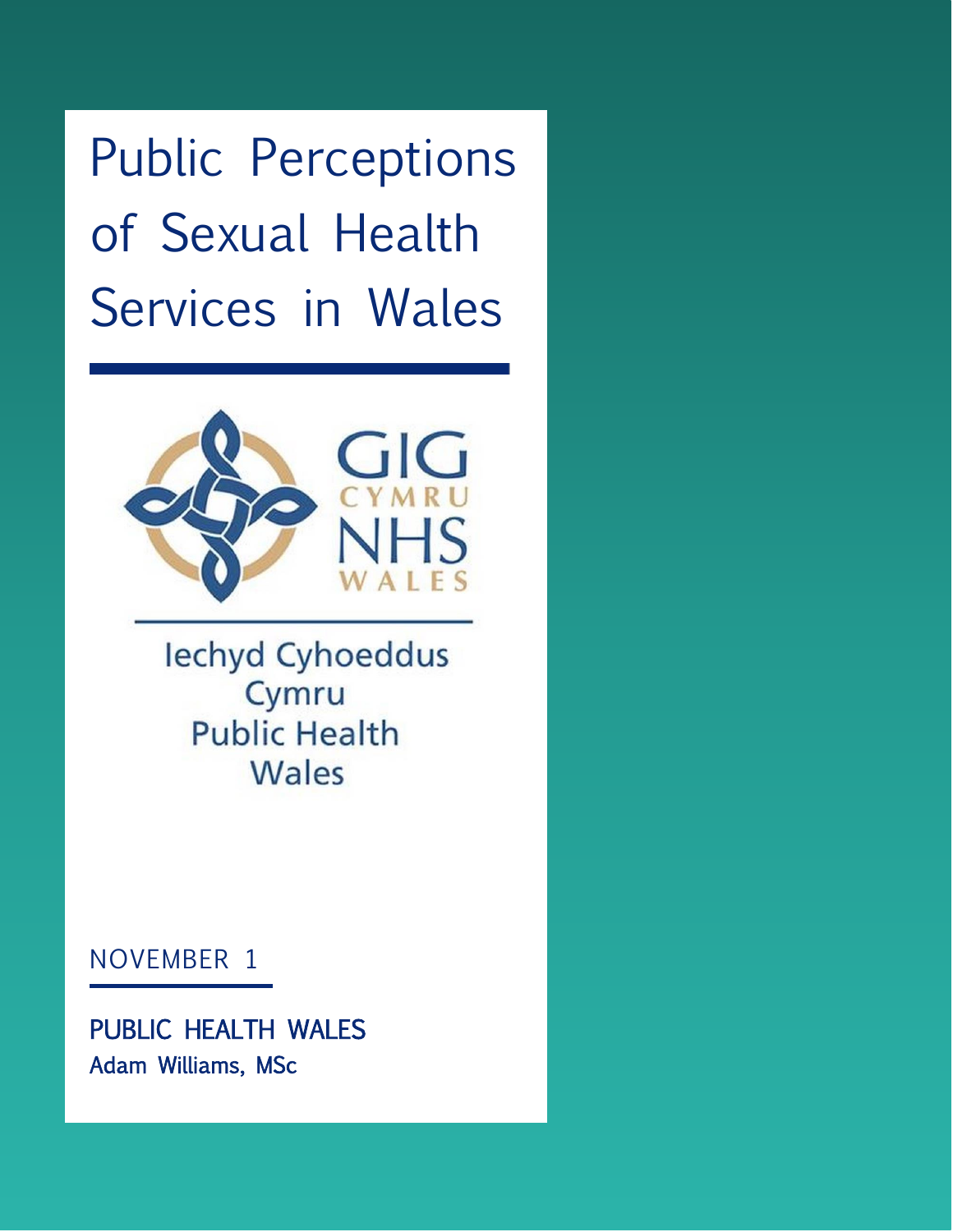# Public Perceptions of Sexual Health Services in Wales

GIG CYMRU NHS WALES

Iechyd Cyhoeddus Cymru
Public Health Wales

NOVEMBER 1

**PUBLIC HEALTH WALES**
**Adam Williams, MSc**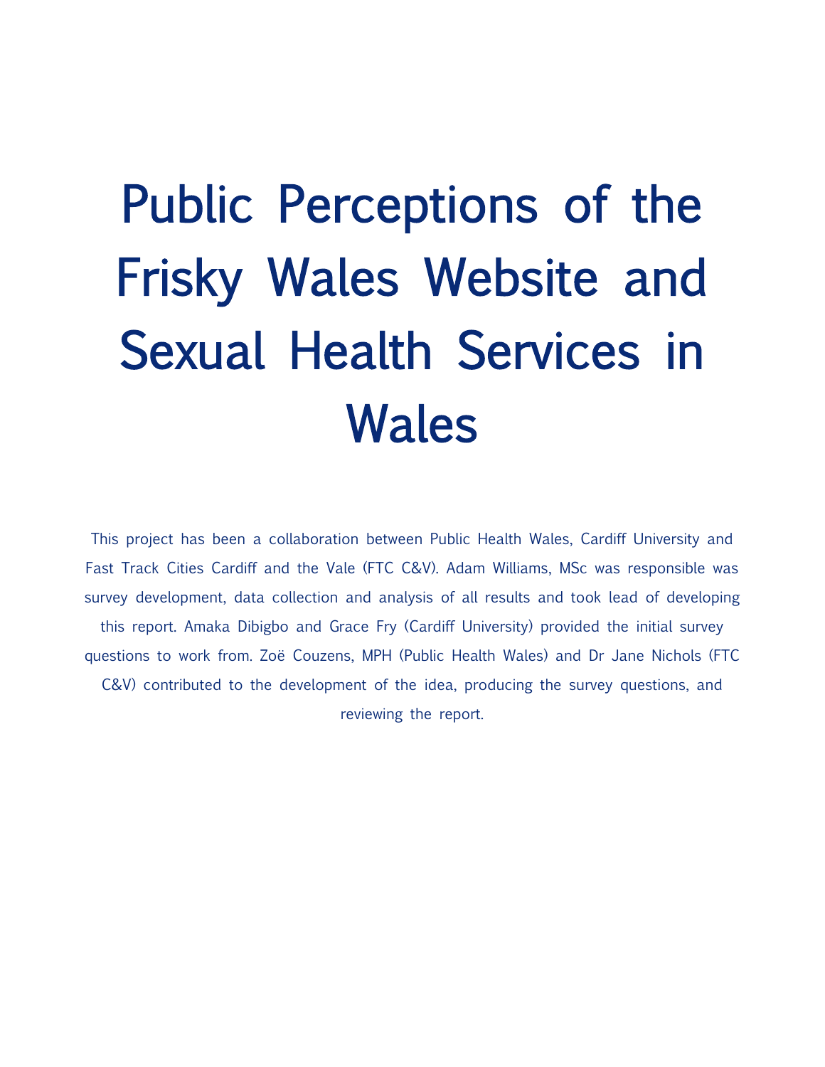# Public Perceptions of the Frisky Wales Website and Sexual Health Services in Wales

This project has been a collaboration between Public Health Wales, Cardiff University and Fast Track Cities Cardiff and the Vale (FTC C&V). Adam Williams, MSc was responsible was survey development, data collection and analysis of all results and took lead of developing this report. Amaka Dibigbo and Grace Fry (Cardiff University) provided the initial survey questions to work from. Zoë Couzens, MPH (Public Health Wales) and Dr Jane Nichols (FTC C&V) contributed to the development of the idea, producing the survey questions, and reviewing the report.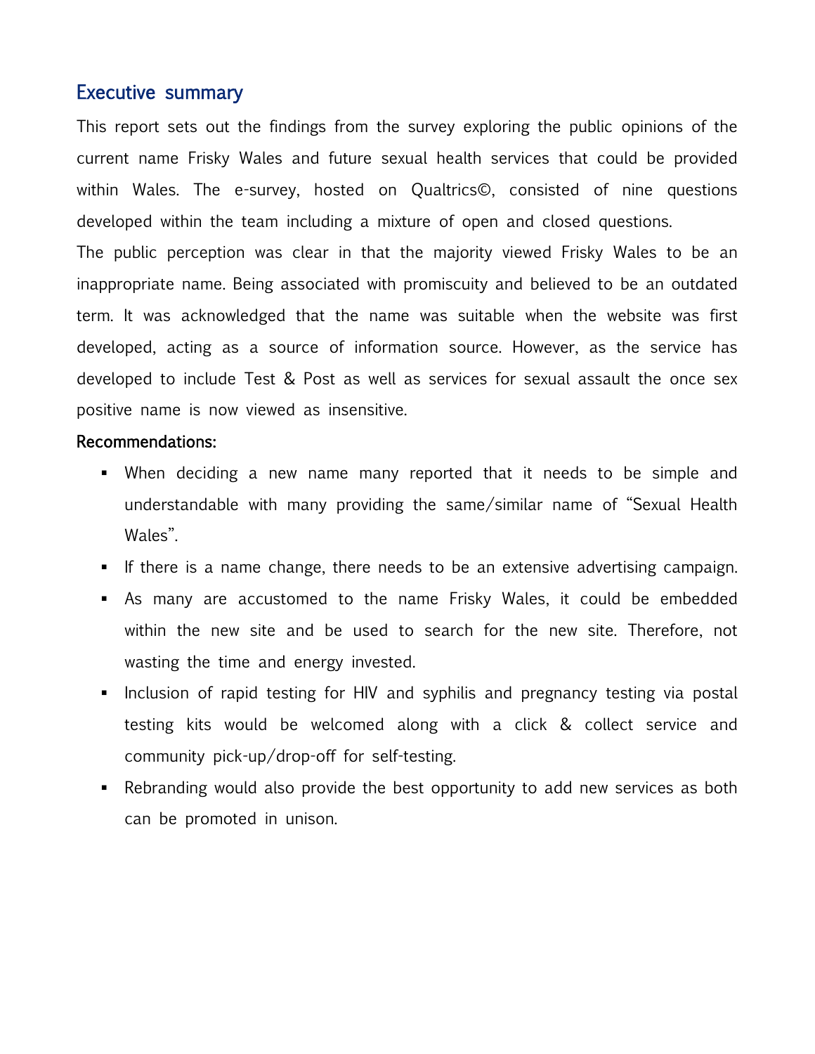## Executive summary

This report sets out the findings from the survey exploring the public opinions of the current name Frisky Wales and future sexual health services that could be provided within Wales. The e-survey, hosted on Qualtrics©, consisted of nine questions developed within the team including a mixture of open and closed questions.

The public perception was clear in that the majority viewed Frisky Wales to be an inappropriate name. Being associated with promiscuity and believed to be an outdated term. It was acknowledged that the name was suitable when the website was first developed, acting as a source of information source. However, as the service has developed to include Test & Post as well as services for sexual assault the once sex positive name is now viewed as insensitive.

**Recommendations:**

- When deciding a new name many reported that it needs to be simple and understandable with many providing the same/similar name of "Sexual Health Wales".
- If there is a name change, there needs to be an extensive advertising campaign.
- As many are accustomed to the name Frisky Wales, it could be embedded within the new site and be used to search for the new site. Therefore, not wasting the time and energy invested.
- Inclusion of rapid testing for HIV and syphilis and pregnancy testing via postal testing kits would be welcomed along with a click & collect service and community pick-up/drop-off for self-testing.
- Rebranding would also provide the best opportunity to add new services as both can be promoted in unison.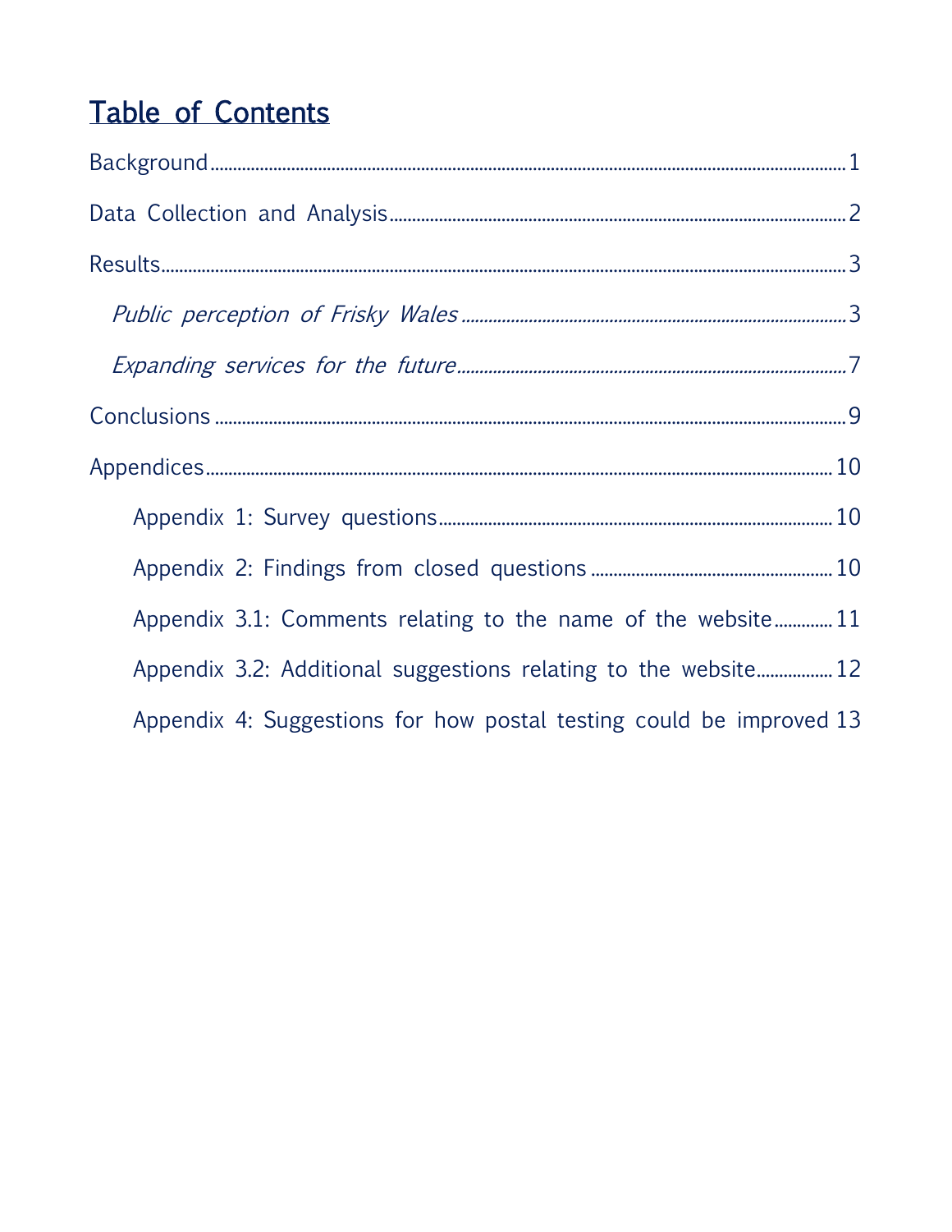# Table of Contents

Background ........ 1

Data Collection and Analysis ........ 2

Results ........ 3

*Public perception of Frisky Wales* ........ 3

*Expanding services for the future* ........ 7

Conclusions ........ 9

Appendices ........ 10

Appendix 1: Survey questions ........ 10

Appendix 2: Findings from closed questions ........ 10

Appendix 3.1: Comments relating to the name of the website ........ 11

Appendix 3.2: Additional suggestions relating to the website ........ 12

Appendix 4: Suggestions for how postal testing could be improved 13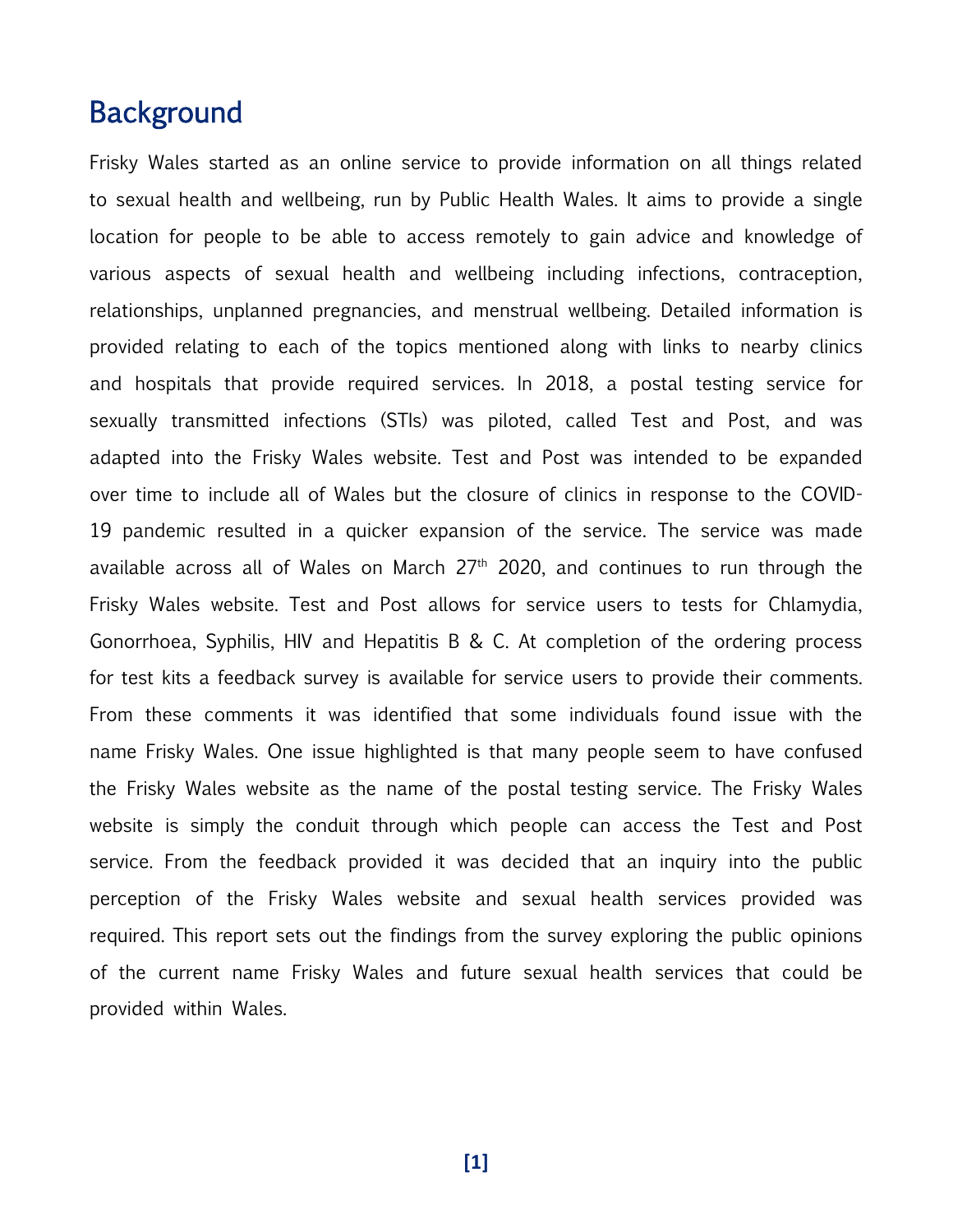## Background

Frisky Wales started as an online service to provide information on all things related to sexual health and wellbeing, run by Public Health Wales. It aims to provide a single location for people to be able to access remotely to gain advice and knowledge of various aspects of sexual health and wellbeing including infections, contraception, relationships, unplanned pregnancies, and menstrual wellbeing. Detailed information is provided relating to each of the topics mentioned along with links to nearby clinics and hospitals that provide required services. In 2018, a postal testing service for sexually transmitted infections (STIs) was piloted, called Test and Post, and was adapted into the Frisky Wales website. Test and Post was intended to be expanded over time to include all of Wales but the closure of clinics in response to the COVID-19 pandemic resulted in a quicker expansion of the service. The service was made available across all of Wales on March 27th 2020, and continues to run through the Frisky Wales website. Test and Post allows for service users to tests for Chlamydia, Gonorrhoea, Syphilis, HIV and Hepatitis B & C. At completion of the ordering process for test kits a feedback survey is available for service users to provide their comments. From these comments it was identified that some individuals found issue with the name Frisky Wales. One issue highlighted is that many people seem to have confused the Frisky Wales website as the name of the postal testing service. The Frisky Wales website is simply the conduit through which people can access the Test and Post service. From the feedback provided it was decided that an inquiry into the public perception of the Frisky Wales website and sexual health services provided was required. This report sets out the findings from the survey exploring the public opinions of the current name Frisky Wales and future sexual health services that could be provided within Wales.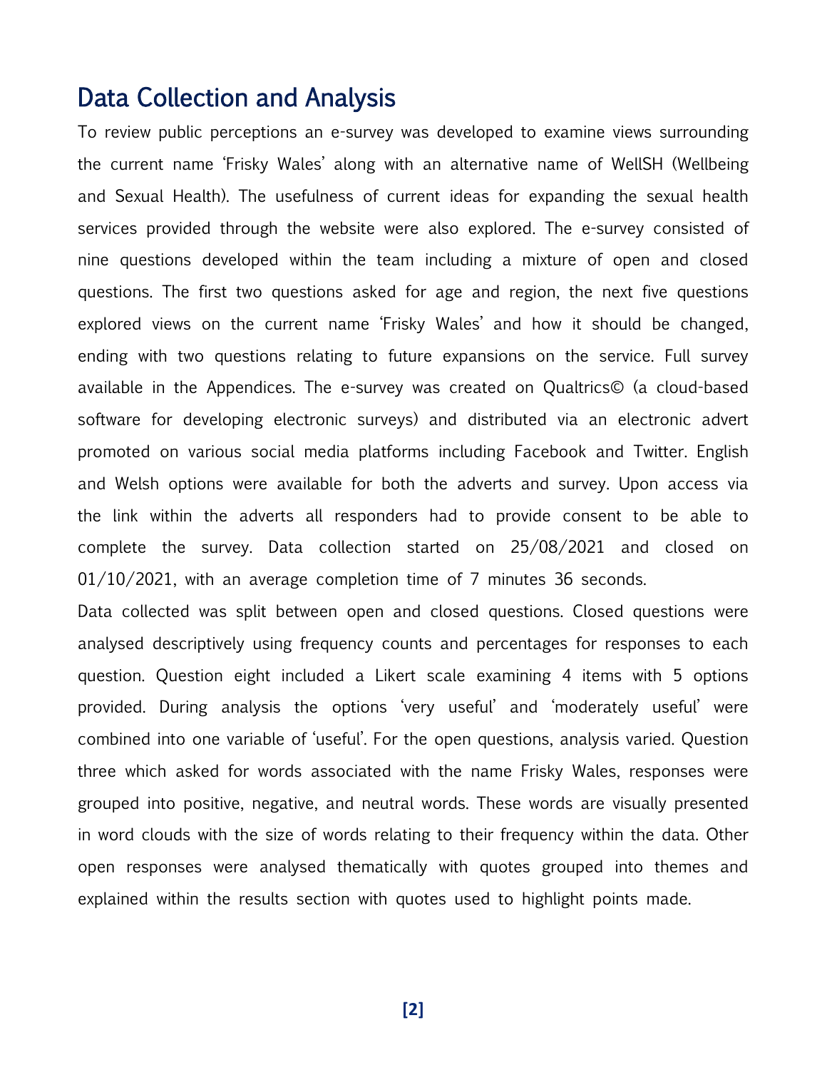## Data Collection and Analysis

To review public perceptions an e-survey was developed to examine views surrounding the current name 'Frisky Wales' along with an alternative name of WellSH (Wellbeing and Sexual Health). The usefulness of current ideas for expanding the sexual health services provided through the website were also explored. The e-survey consisted of nine questions developed within the team including a mixture of open and closed questions. The first two questions asked for age and region, the next five questions explored views on the current name 'Frisky Wales' and how it should be changed, ending with two questions relating to future expansions on the service. Full survey available in the Appendices. The e-survey was created on Qualtrics© (a cloud-based software for developing electronic surveys) and distributed via an electronic advert promoted on various social media platforms including Facebook and Twitter. English and Welsh options were available for both the adverts and survey. Upon access via the link within the adverts all responders had to provide consent to be able to complete the survey. Data collection started on 25/08/2021 and closed on 01/10/2021, with an average completion time of 7 minutes 36 seconds.

Data collected was split between open and closed questions. Closed questions were analysed descriptively using frequency counts and percentages for responses to each question. Question eight included a Likert scale examining 4 items with 5 options provided. During analysis the options 'very useful' and 'moderately useful' were combined into one variable of 'useful'. For the open questions, analysis varied. Question three which asked for words associated with the name Frisky Wales, responses were grouped into positive, negative, and neutral words. These words are visually presented in word clouds with the size of words relating to their frequency within the data. Other open responses were analysed thematically with quotes grouped into themes and explained within the results section with quotes used to highlight points made.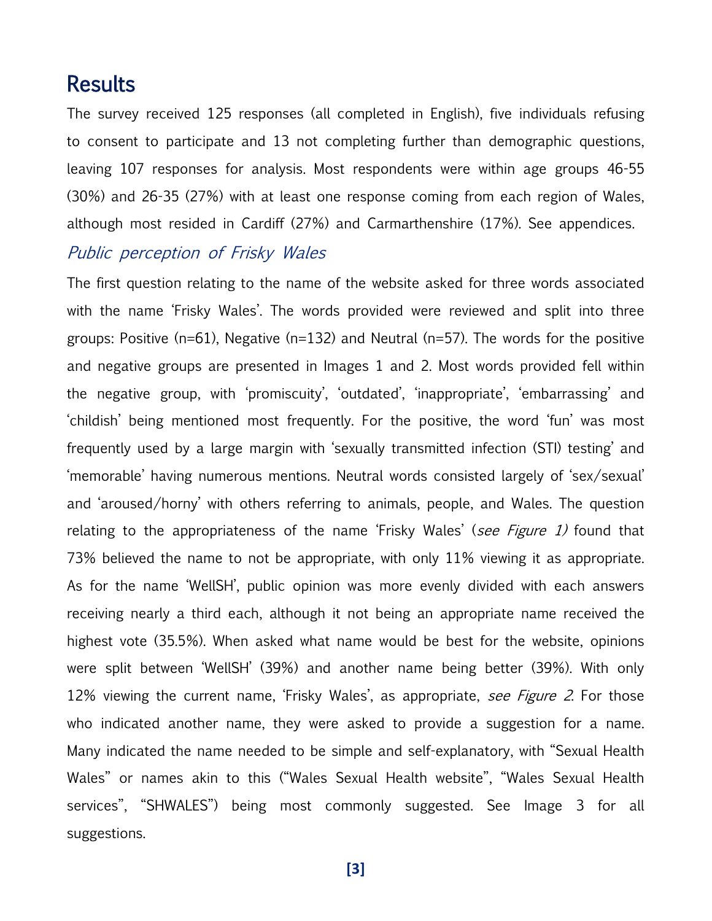## Results

The survey received 125 responses (all completed in English), five individuals refusing to consent to participate and 13 not completing further than demographic questions, leaving 107 responses for analysis. Most respondents were within age groups 46-55 (30%) and 26-35 (27%) with at least one response coming from each region of Wales, although most resided in Cardiff (27%) and Carmarthenshire (17%). See appendices.

### *Public perception of Frisky Wales*

The first question relating to the name of the website asked for three words associated with the name 'Frisky Wales'. The words provided were reviewed and split into three groups: Positive (n=61), Negative (n=132) and Neutral (n=57). The words for the positive and negative groups are presented in Images 1 and 2. Most words provided fell within the negative group, with 'promiscuity', 'outdated', 'inappropriate', 'embarrassing' and 'childish' being mentioned most frequently. For the positive, the word 'fun' was most frequently used by a large margin with 'sexually transmitted infection (STI) testing' and 'memorable' having numerous mentions. Neutral words consisted largely of 'sex/sexual' and 'aroused/horny' with others referring to animals, people, and Wales. The question relating to the appropriateness of the name 'Frisky Wales' (*see Figure 1)* found that 73% believed the name to not be appropriate, with only 11% viewing it as appropriate. As for the name 'WellSH', public opinion was more evenly divided with each answers receiving nearly a third each, although it not being an appropriate name received the highest vote (35.5%). When asked what name would be best for the website, opinions were split between 'WellSH' (39%) and another name being better (39%). With only 12% viewing the current name, 'Frisky Wales', as appropriate, *see Figure 2*. For those who indicated another name, they were asked to provide a suggestion for a name. Many indicated the name needed to be simple and self-explanatory, with "Sexual Health Wales" or names akin to this ("Wales Sexual Health website", "Wales Sexual Health services", "SHWALES") being most commonly suggested. See Image 3 for all suggestions.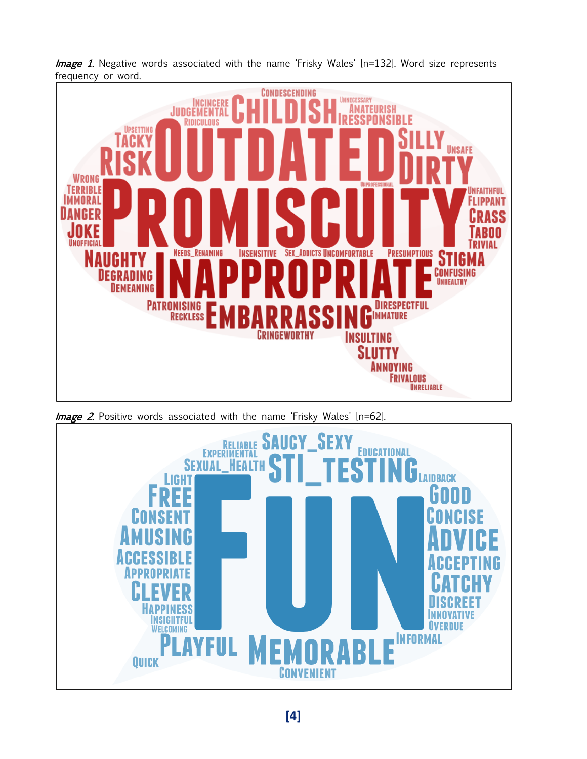*Image 1.* Negative words associated with the name 'Frisky Wales' [n=132]. Word size represents frequency or word.

*Image 2.* Positive words associated with the name 'Frisky Wales' [n=62].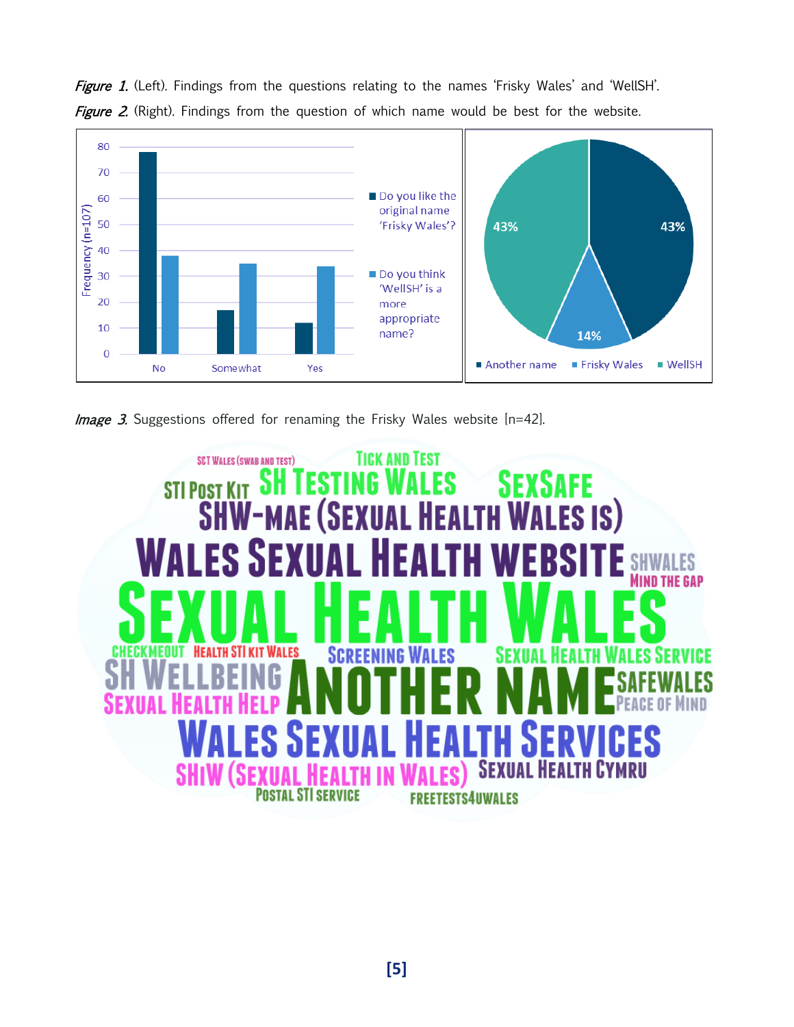*Figure 1.* (Left). Findings from the questions relating to the names 'Frisky Wales' and 'WellSH'.
*Figure 2.* (Right). Findings from the question of which name would be best for the website.

*Image 3.* Suggestions offered for renaming the Frisky Wales website [n=42].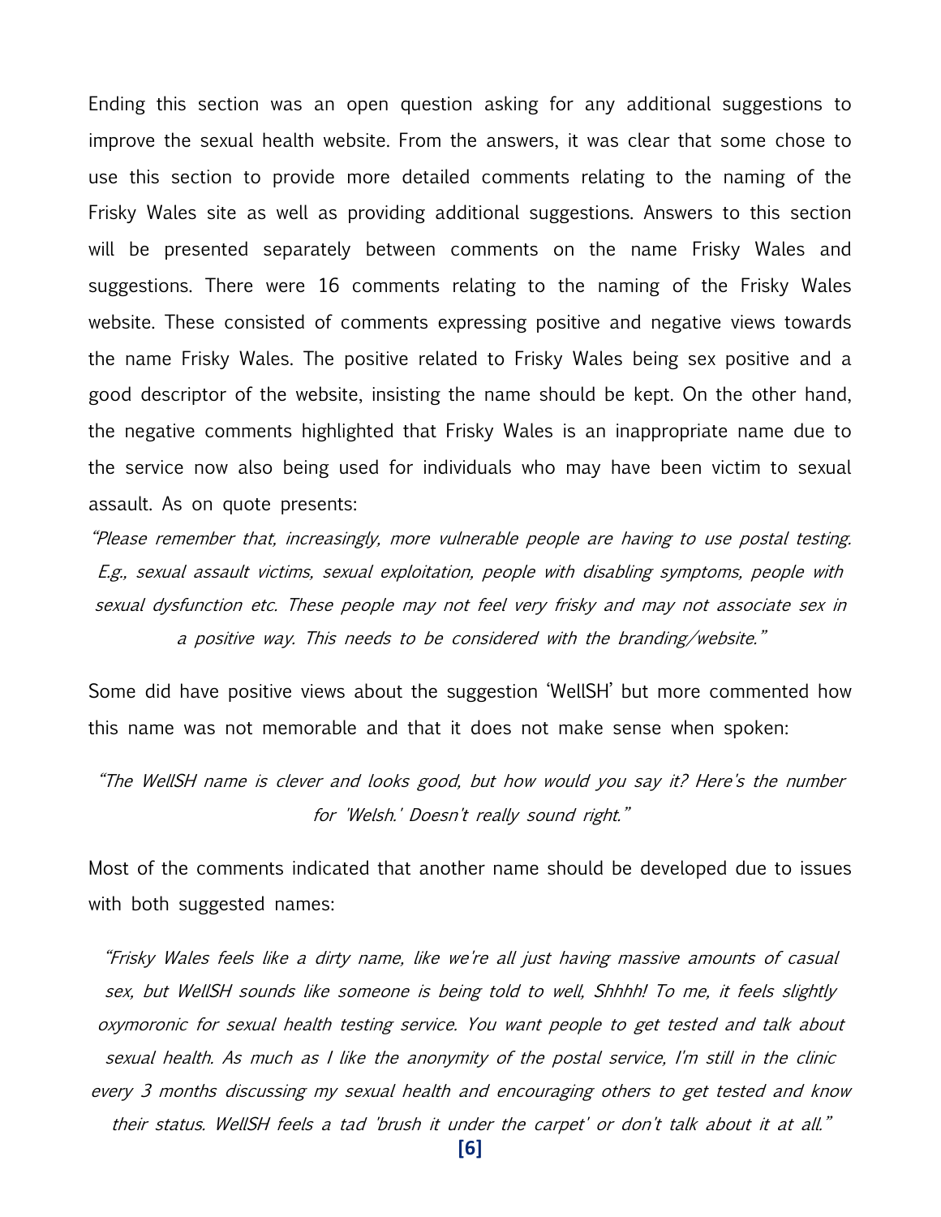Ending this section was an open question asking for any additional suggestions to improve the sexual health website. From the answers, it was clear that some chose to use this section to provide more detailed comments relating to the naming of the Frisky Wales site as well as providing additional suggestions. Answers to this section will be presented separately between comments on the name Frisky Wales and suggestions. There were 16 comments relating to the naming of the Frisky Wales website. These consisted of comments expressing positive and negative views towards the name Frisky Wales. The positive related to Frisky Wales being sex positive and a good descriptor of the website, insisting the name should be kept. On the other hand, the negative comments highlighted that Frisky Wales is an inappropriate name due to the service now also being used for individuals who may have been victim to sexual assault. As on quote presents:

*"Please remember that, increasingly, more vulnerable people are having to use postal testing. E.g., sexual assault victims, sexual exploitation, people with disabling symptoms, people with sexual dysfunction etc. These people may not feel very frisky and may not associate sex in a positive way. This needs to be considered with the branding/website."*

Some did have positive views about the suggestion 'WellSH' but more commented how this name was not memorable and that it does not make sense when spoken:

*"The WellSH name is clever and looks good, but how would you say it? Here's the number for 'Welsh.' Doesn't really sound right."*

Most of the comments indicated that another name should be developed due to issues with both suggested names:

*"Frisky Wales feels like a dirty name, like we're all just having massive amounts of casual sex, but WellSH sounds like someone is being told to well, Shhhh! To me, it feels slightly oxymoronic for sexual health testing service. You want people to get tested and talk about sexual health. As much as I like the anonymity of the postal service, I'm still in the clinic every 3 months discussing my sexual health and encouraging others to get tested and know their status. WellSH feels a tad 'brush it under the carpet' or don't talk about it at all."*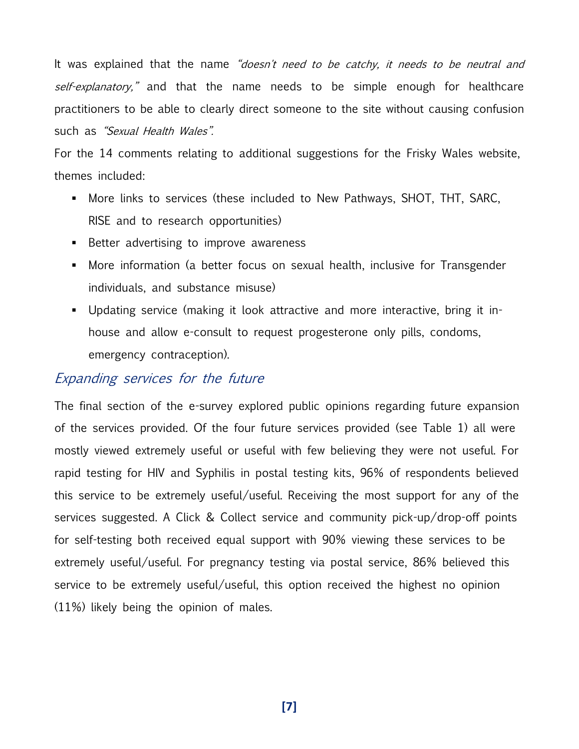It was explained that the name *"doesn't need to be catchy, it needs to be neutral and self-explanatory,"* and that the name needs to be simple enough for healthcare practitioners to be able to clearly direct someone to the site without causing confusion such as *"Sexual Health Wales"*.

For the 14 comments relating to additional suggestions for the Frisky Wales website, themes included:

- More links to services (these included to New Pathways, SHOT, THT, SARC, RISE and to research opportunities)
- Better advertising to improve awareness
- More information (a better focus on sexual health, inclusive for Transgender individuals, and substance misuse)
- Updating service (making it look attractive and more interactive, bring it in-house and allow e-consult to request progesterone only pills, condoms, emergency contraception).

## *Expanding services for the future*

The final section of the e-survey explored public opinions regarding future expansion of the services provided. Of the four future services provided (see Table 1) all were mostly viewed extremely useful or useful with few believing they were not useful. For rapid testing for HIV and Syphilis in postal testing kits, 96% of respondents believed this service to be extremely useful/useful. Receiving the most support for any of the services suggested. A Click & Collect service and community pick-up/drop-off points for self-testing both received equal support with 90% viewing these services to be extremely useful/useful. For pregnancy testing via postal service, 86% believed this service to be extremely useful/useful, this option received the highest no opinion (11%) likely being the opinion of males.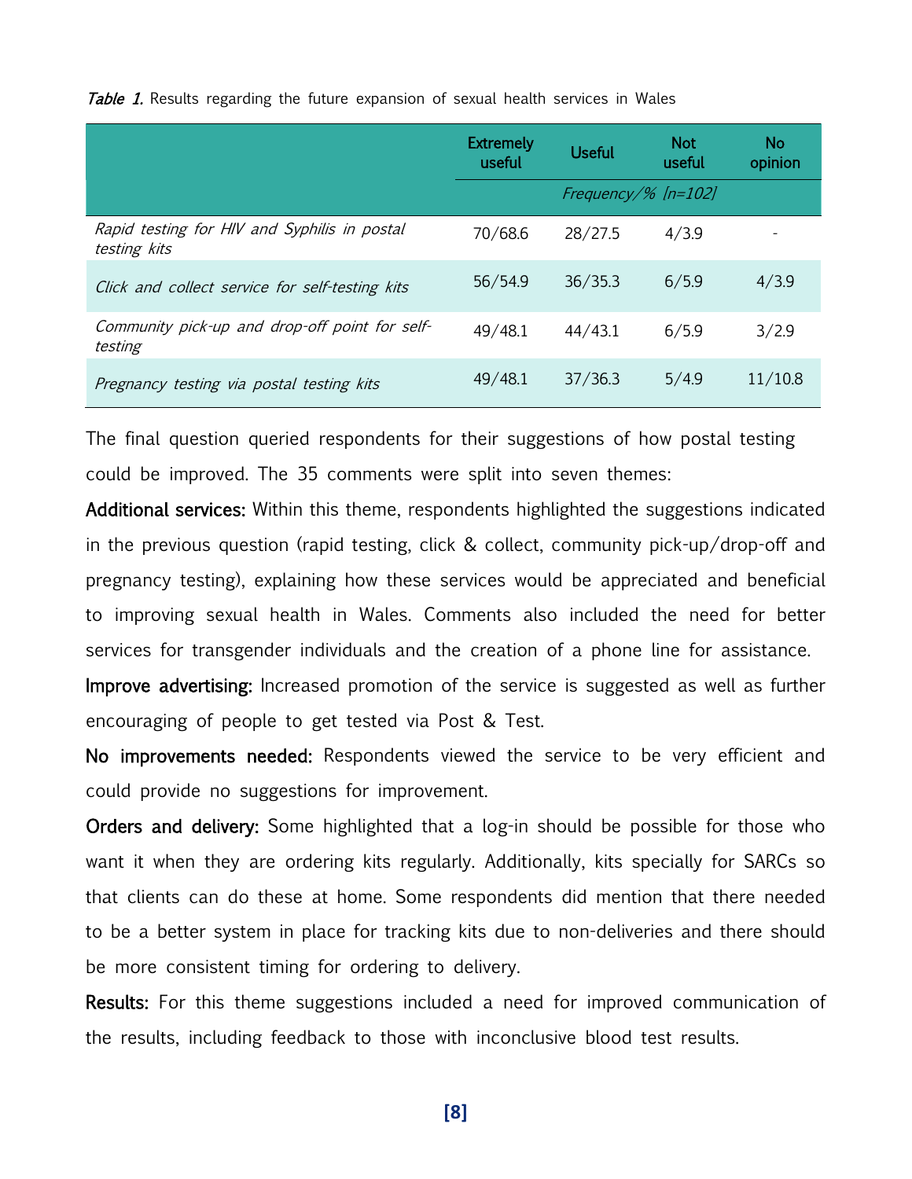*Table 1.* Results regarding the future expansion of sexual health services in Wales

| | Extremely useful | Useful | Not useful | No opinion |
|---|---|---|---|---|
| | *Frequency/% [n=102]* | | | |
| *Rapid testing for HIV and Syphilis in postal testing kits* | 70/68.6 | 28/27.5 | 4/3.9 | - |
| *Click and collect service for self-testing kits* | 56/54.9 | 36/35.3 | 6/5.9 | 4/3.9 |
| *Community pick-up and drop-off point for self-testing* | 49/48.1 | 44/43.1 | 6/5.9 | 3/2.9 |
| *Pregnancy testing via postal testing kits* | 49/48.1 | 37/36.3 | 5/4.9 | 11/10.8 |

The final question queried respondents for their suggestions of how postal testing could be improved. The 35 comments were split into seven themes:

**Additional services:** Within this theme, respondents highlighted the suggestions indicated in the previous question (rapid testing, click & collect, community pick-up/drop-off and pregnancy testing), explaining how these services would be appreciated and beneficial to improving sexual health in Wales. Comments also included the need for better services for transgender individuals and the creation of a phone line for assistance.

**Improve advertising:** Increased promotion of the service is suggested as well as further encouraging of people to get tested via Post & Test.

**No improvements needed:** Respondents viewed the service to be very efficient and could provide no suggestions for improvement.

**Orders and delivery:** Some highlighted that a log-in should be possible for those who want it when they are ordering kits regularly. Additionally, kits specially for SARCs so that clients can do these at home. Some respondents did mention that there needed to be a better system in place for tracking kits due to non-deliveries and there should be more consistent timing for ordering to delivery.

**Results:** For this theme suggestions included a need for improved communication of the results, including feedback to those with inconclusive blood test results.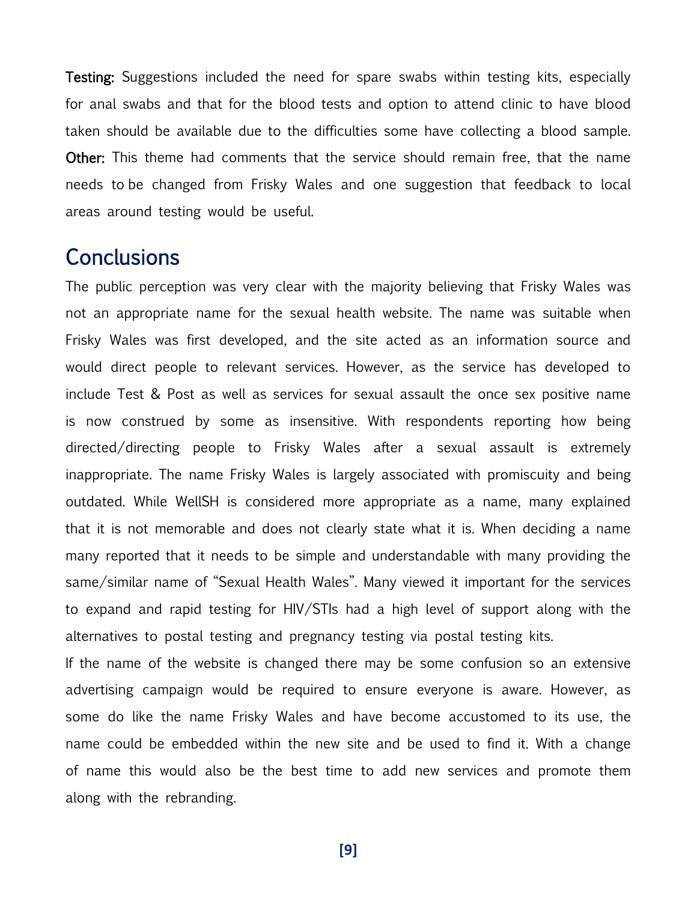**Testing:** Suggestions included the need for spare swabs within testing kits, especially for anal swabs and that for the blood tests and option to attend clinic to have blood taken should be available due to the difficulties some have collecting a blood sample. **Other:** This theme had comments that the service should remain free, that the name needs to be changed from Frisky Wales and one suggestion that feedback to local areas around testing would be useful.

## Conclusions

The public perception was very clear with the majority believing that Frisky Wales was not an appropriate name for the sexual health website. The name was suitable when Frisky Wales was first developed, and the site acted as an information source and would direct people to relevant services. However, as the service has developed to include Test & Post as well as services for sexual assault the once sex positive name is now construed by some as insensitive. With respondents reporting how being directed/directing people to Frisky Wales after a sexual assault is extremely inappropriate. The name Frisky Wales is largely associated with promiscuity and being outdated. While WellSH is considered more appropriate as a name, many explained that it is not memorable and does not clearly state what it is. When deciding a name many reported that it needs to be simple and understandable with many providing the same/similar name of "Sexual Health Wales". Many viewed it important for the services to expand and rapid testing for HIV/STIs had a high level of support along with the alternatives to postal testing and pregnancy testing via postal testing kits.

If the name of the website is changed there may be some confusion so an extensive advertising campaign would be required to ensure everyone is aware. However, as some do like the name Frisky Wales and have become accustomed to its use, the name could be embedded within the new site and be used to find it. With a change of name this would also be the best time to add new services and promote them along with the rebranding.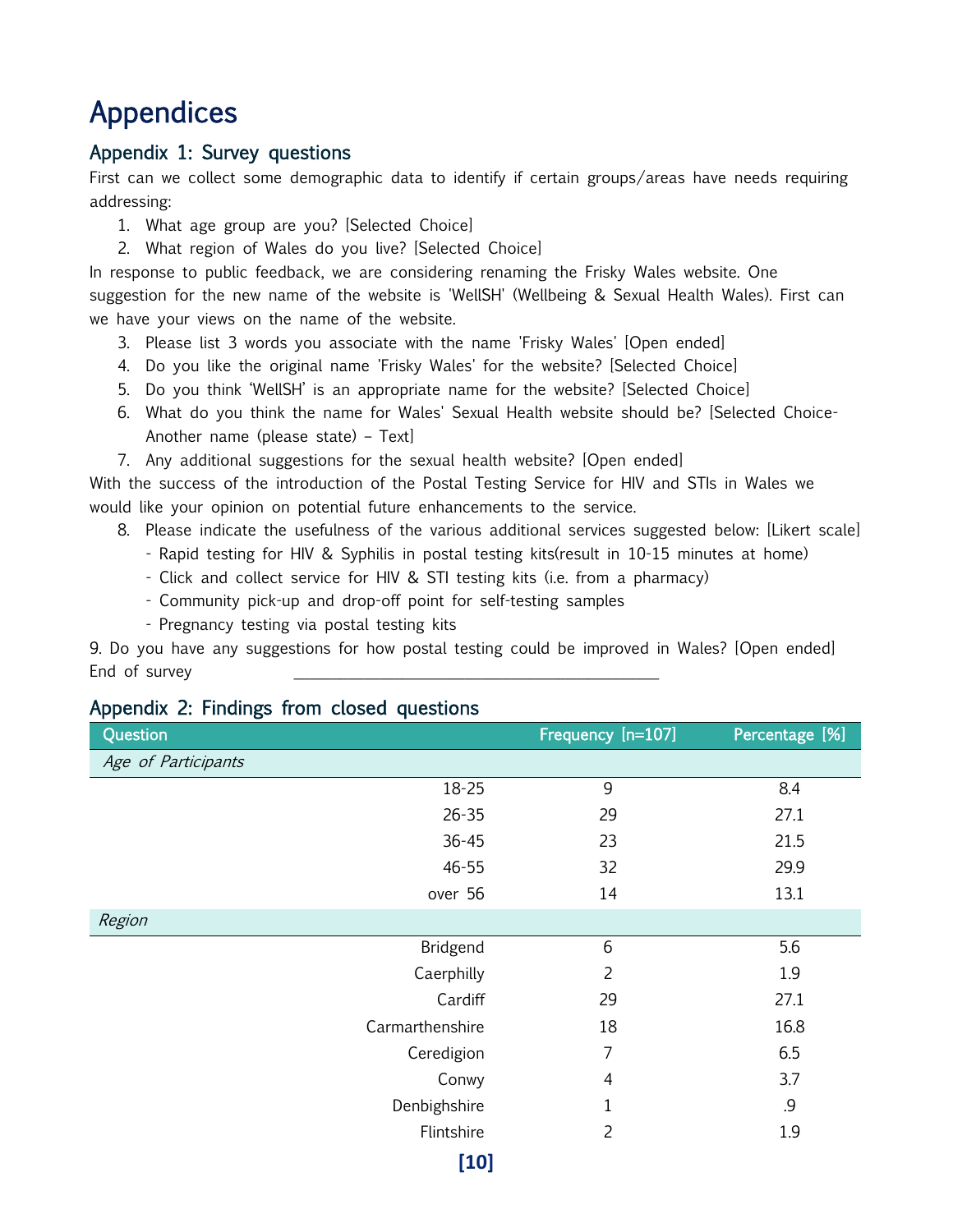# Appendices

## Appendix 1: Survey questions

First can we collect some demographic data to identify if certain groups/areas have needs requiring addressing:

1. What age group are you? [Selected Choice]
2. What region of Wales do you live? [Selected Choice]

In response to public feedback, we are considering renaming the Frisky Wales website. One suggestion for the new name of the website is 'WellSH' (Wellbeing & Sexual Health Wales). First can we have your views on the name of the website.

3. Please list 3 words you associate with the name 'Frisky Wales' [Open ended]
4. Do you like the original name 'Frisky Wales' for the website? [Selected Choice]
5. Do you think 'WellSH' is an appropriate name for the website? [Selected Choice]
6. What do you think the name for Wales' Sexual Health website should be? [Selected Choice- Another name (please state) – Text]
7. Any additional suggestions for the sexual health website? [Open ended]

With the success of the introduction of the Postal Testing Service for HIV and STIs in Wales we would like your opinion on potential future enhancements to the service.

8. Please indicate the usefulness of the various additional services suggested below: [Likert scale]
   - Rapid testing for HIV & Syphilis in postal testing kits(result in 10-15 minutes at home)
   - Click and collect service for HIV & STI testing kits (i.e. from a pharmacy)
   - Community pick-up and drop-off point for self-testing samples
   - Pregnancy testing via postal testing kits

9. Do you have any suggestions for how postal testing could be improved in Wales? [Open ended]

End of survey

## Appendix 2: Findings from closed questions

| Question | Frequency [n=107] | Percentage [%] |
|---|---|---|
| *Age of Participants* | | |
| 18-25 | 9 | 8.4 |
| 26-35 | 29 | 27.1 |
| 36-45 | 23 | 21.5 |
| 46-55 | 32 | 29.9 |
| over 56 | 14 | 13.1 |
| *Region* | | |
| Bridgend | 6 | 5.6 |
| Caerphilly | 2 | 1.9 |
| Cardiff | 29 | 27.1 |
| Carmarthenshire | 18 | 16.8 |
| Ceredigion | 7 | 6.5 |
| Conwy | 4 | 3.7 |
| Denbighshire | 1 | .9 |
| Flintshire | 2 | 1.9 |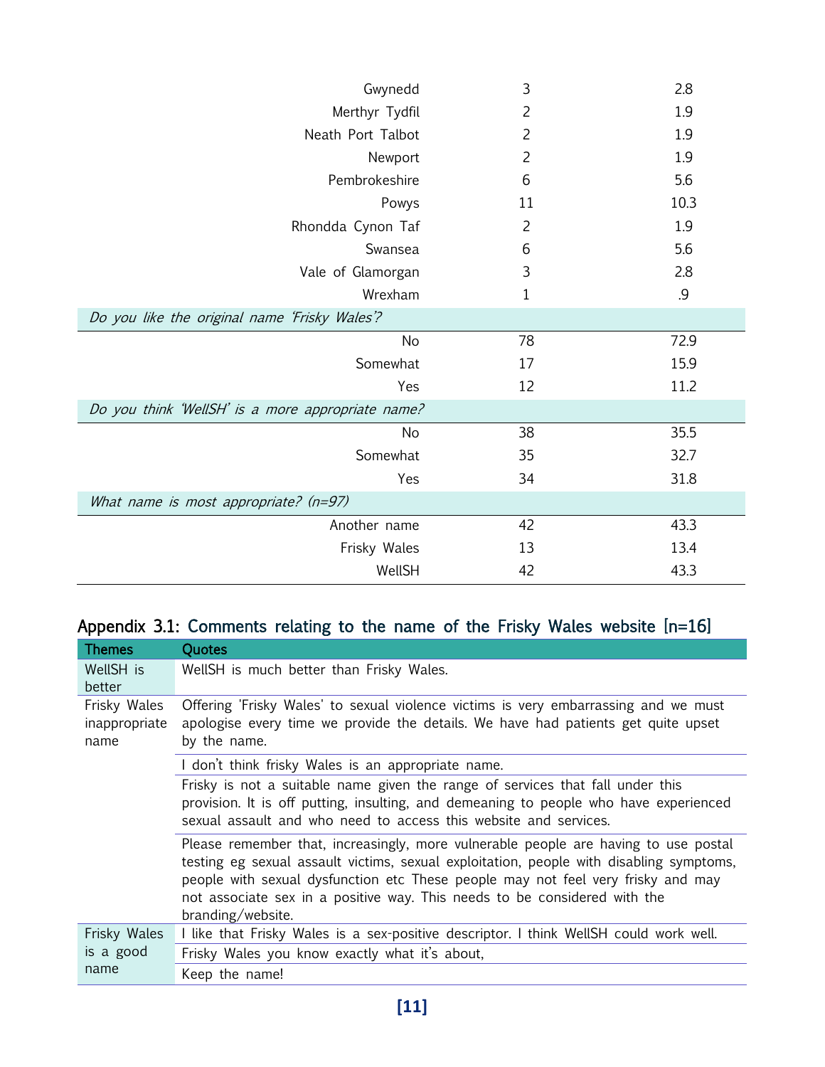| | | |
|---|---|---|
| Gwynedd | 3 | 2.8 |
| Merthyr Tydfil | 2 | 1.9 |
| Neath Port Talbot | 2 | 1.9 |
| Newport | 2 | 1.9 |
| Pembrokeshire | 6 | 5.6 |
| Powys | 11 | 10.3 |
| Rhondda Cynon Taf | 2 | 1.9 |
| Swansea | 6 | 5.6 |
| Vale of Glamorgan | 3 | 2.8 |
| Wrexham | 1 | .9 |
| *Do you like the original name 'Frisky Wales'?* | | |
| No | 78 | 72.9 |
| Somewhat | 17 | 15.9 |
| Yes | 12 | 11.2 |
| *Do you think 'WellSH' is a more appropriate name?* | | |
| No | 38 | 35.5 |
| Somewhat | 35 | 32.7 |
| Yes | 34 | 31.8 |
| *What name is most appropriate? (n=97)* | | |
| Another name | 42 | 43.3 |
| Frisky Wales | 13 | 13.4 |
| WellSH | 42 | 43.3 |

## Appendix 3.1: Comments relating to the name of the Frisky Wales website [n=16]

| Themes | Quotes |
|---|---|
| WellSH is better | WellSH is much better than Frisky Wales. |
| Frisky Wales inappropriate name | Offering 'Frisky Wales' to sexual violence victims is very embarrassing and we must apologise every time we provide the details. We have had patients get quite upset by the name. |
| | I don't think frisky Wales is an appropriate name. |
| | Frisky is not a suitable name given the range of services that fall under this provision. It is off putting, insulting, and demeaning to people who have experienced sexual assault and who need to access this website and services. |
| | Please remember that, increasingly, more vulnerable people are having to use postal testing eg sexual assault victims, sexual exploitation, people with disabling symptoms, people with sexual dysfunction etc These people may not feel very frisky and may not associate sex in a positive way. This needs to be considered with the branding/website. |
| Frisky Wales is a good name | I like that Frisky Wales is a sex-positive descriptor. I think WellSH could work well. |
| | Frisky Wales you know exactly what it's about, |
| | Keep the name! |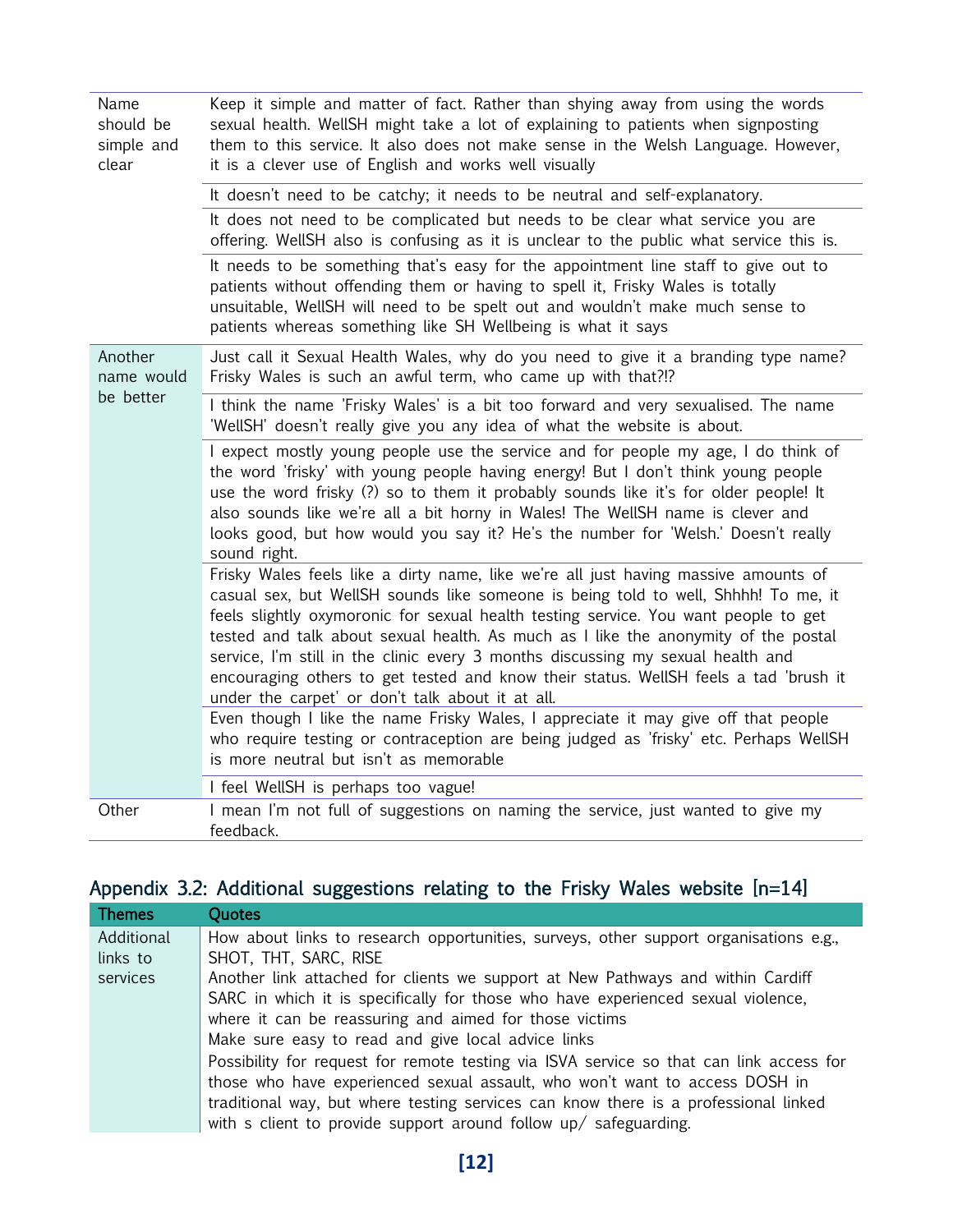| | |
|---|---|
| Name should be simple and clear | Keep it simple and matter of fact. Rather than shying away from using the words sexual health. WellSH might take a lot of explaining to patients when signposting them to this service. It also does not make sense in the Welsh Language. However, it is a clever use of English and works well visually |
| | It doesn't need to be catchy; it needs to be neutral and self-explanatory. |
| | It does not need to be complicated but needs to be clear what service you are offering. WellSH also is confusing as it is unclear to the public what service this is. |
| | It needs to be something that's easy for the appointment line staff to give out to patients without offending them or having to spell it, Frisky Wales is totally unsuitable, WellSH will need to be spelt out and wouldn't make much sense to patients whereas something like SH Wellbeing is what it says |
| Another name would be better | Just call it Sexual Health Wales, why do you need to give it a branding type name? Frisky Wales is such an awful term, who came up with that?!? |
| | I think the name 'Frisky Wales' is a bit too forward and very sexualised. The name 'WellSH' doesn't really give you any idea of what the website is about. |
| | I expect mostly young people use the service and for people my age, I do think of the word 'frisky' with young people having energy! But I don't think young people use the word frisky (?) so to them it probably sounds like it's for older people! It also sounds like we're all a bit horny in Wales! The WellSH name is clever and looks good, but how would you say it? He's the number for 'Welsh.' Doesn't really sound right. |
| | Frisky Wales feels like a dirty name, like we're all just having massive amounts of casual sex, but WellSH sounds like someone is being told to well, Shhhh! To me, it feels slightly oxymoronic for sexual health testing service. You want people to get tested and talk about sexual health. As much as I like the anonymity of the postal service, I'm still in the clinic every 3 months discussing my sexual health and encouraging others to get tested and know their status. WellSH feels a tad 'brush it under the carpet' or don't talk about it at all. |
| | Even though I like the name Frisky Wales, I appreciate it may give off that people who require testing or contraception are being judged as 'frisky' etc. Perhaps WellSH is more neutral but isn't as memorable |
| | I feel WellSH is perhaps too vague! |
| Other | I mean I'm not full of suggestions on naming the service, just wanted to give my feedback. |

## Appendix 3.2: Additional suggestions relating to the Frisky Wales website [n=14]

| Themes | Quotes |
|---|---|
| Additional links to services | How about links to research opportunities, surveys, other support organisations e.g., SHOT, THT, SARC, RISE<br>Another link attached for clients we support at New Pathways and within Cardiff SARC in which it is specifically for those who have experienced sexual violence, where it can be reassuring and aimed for those victims<br>Make sure easy to read and give local advice links<br>Possibility for request for remote testing via ISVA service so that can link access for those who have experienced sexual assault, who won't want to access DOSH in traditional way, but where testing services can know there is a professional linked with s client to provide support around follow up/ safeguarding. |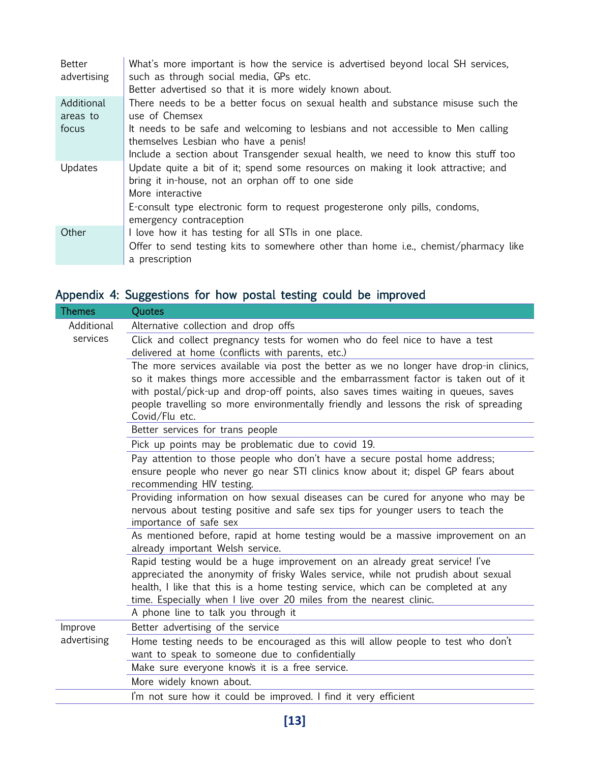| | |
|---|---|
| Better advertising | What's more important is how the service is advertised beyond local SH services, such as through social media, GPs etc.<br>Better advertised so that it is more widely known about. |
| Additional areas to focus | There needs to be a better focus on sexual health and substance misuse such the use of Chemsex<br>It needs to be safe and welcoming to lesbians and not accessible to Men calling themselves Lesbian who have a penis!<br>Include a section about Transgender sexual health, we need to know this stuff too |
| Updates | Update quite a bit of it; spend some resources on making it look attractive; and bring it in-house, not an orphan off to one side<br>More interactive<br>E-consult type electronic form to request progesterone only pills, condoms, emergency contraception |
| Other | I love how it has testing for all STIs in one place.<br>Offer to send testing kits to somewhere other than home i.e., chemist/pharmacy like a prescription |

## Appendix 4: Suggestions for how postal testing could be improved

| Themes | Quotes |
|---|---|
| Additional services | Alternative collection and drop offs |
| | Click and collect pregnancy tests for women who do feel nice to have a test delivered at home (conflicts with parents, etc.) |
| | The more services available via post the better as we no longer have drop-in clinics, so it makes things more accessible and the embarrassment factor is taken out of it with postal/pick-up and drop-off points, also saves times waiting in queues, saves people travelling so more environmentally friendly and lessons the risk of spreading Covid/Flu etc. |
| | Better services for trans people |
| | Pick up points may be problematic due to covid 19. |
| | Pay attention to those people who don't have a secure postal home address; ensure people who never go near STI clinics know about it; dispel GP fears about recommending HIV testing. |
| | Providing information on how sexual diseases can be cured for anyone who may be nervous about testing positive and safe sex tips for younger users to teach the importance of safe sex |
| | As mentioned before, rapid at home testing would be a massive improvement on an already important Welsh service. |
| | Rapid testing would be a huge improvement on an already great service! I've appreciated the anonymity of frisky Wales service, while not prudish about sexual health, I like that this is a home testing service, which can be completed at any time. Especially when I live over 20 miles from the nearest clinic. |
| | A phone line to talk you through it |
| Improve advertising | Better advertising of the service |
| | Home testing needs to be encouraged as this will allow people to test who don't want to speak to someone due to confidentially |
| | Make sure everyone knows it is a free service. |
| | More widely known about. |
| | I'm not sure how it could be improved. I find it very efficient |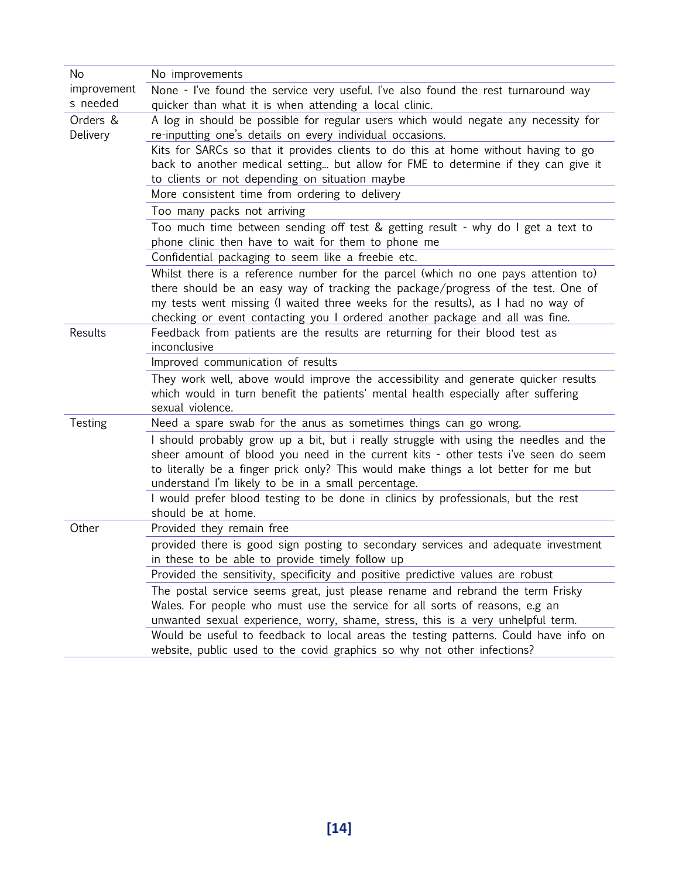| | |
|---|---|
| No improvements needed | No improvements |
| | None - I've found the service very useful. I've also found the rest turnaround way quicker than what it is when attending a local clinic. |
| Orders & Delivery | A log in should be possible for regular users which would negate any necessity for re-inputting one's details on every individual occasions. |
| | Kits for SARCs so that it provides clients to do this at home without having to go back to another medical setting... but allow for FME to determine if they can give it to clients or not depending on situation maybe |
| | More consistent time from ordering to delivery |
| | Too many packs not arriving |
| | Too much time between sending off test & getting result - why do I get a text to phone clinic then have to wait for them to phone me |
| | Confidential packaging to seem like a freebie etc. |
| | Whilst there is a reference number for the parcel (which no one pays attention to) there should be an easy way of tracking the package/progress of the test. One of my tests went missing (I waited three weeks for the results), as I had no way of checking or event contacting you I ordered another package and all was fine. |
| Results | Feedback from patients are the results are returning for their blood test as inconclusive |
| | Improved communication of results |
| | They work well, above would improve the accessibility and generate quicker results which would in turn benefit the patients' mental health especially after suffering sexual violence. |
| Testing | Need a spare swab for the anus as sometimes things can go wrong. |
| | I should probably grow up a bit, but i really struggle with using the needles and the sheer amount of blood you need in the current kits - other tests i've seen do seem to literally be a finger prick only? This would make things a lot better for me but understand I'm likely to be in a small percentage. |
| | I would prefer blood testing to be done in clinics by professionals, but the rest should be at home. |
| Other | Provided they remain free |
| | provided there is good sign posting to secondary services and adequate investment in these to be able to provide timely follow up |
| | Provided the sensitivity, specificity and positive predictive values are robust |
| | The postal service seems great, just please rename and rebrand the term Frisky Wales. For people who must use the service for all sorts of reasons, e.g an unwanted sexual experience, worry, shame, stress, this is a very unhelpful term. |
| | Would be useful to feedback to local areas the testing patterns. Could have info on website, public used to the covid graphics so why not other infections? |